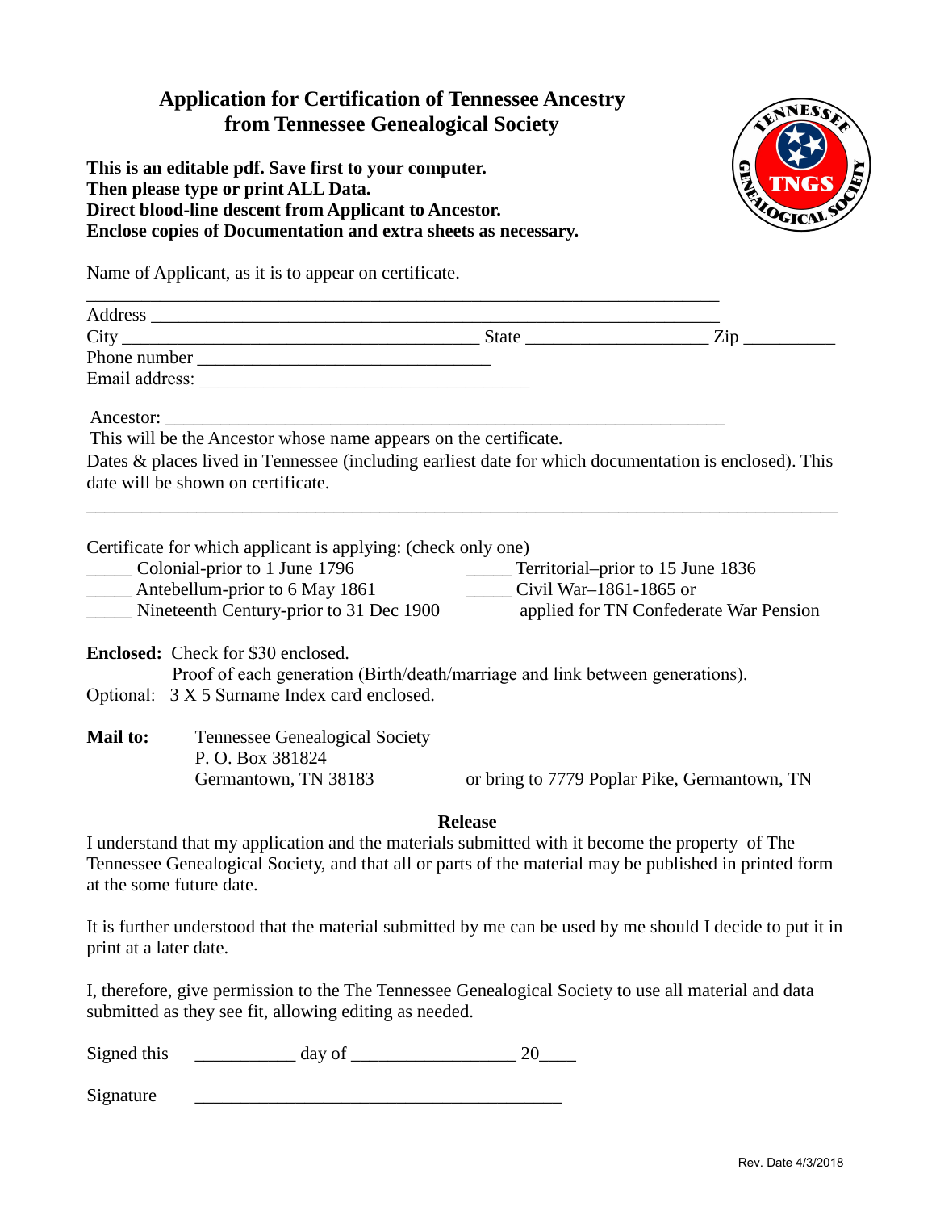# Application for Certification of Tennessee Ancestry from Tennessee Genealogical Society

**This is an editable pdf. Save first to your computer.**
**Then please type or print ALL Data.**
**Direct blood-line descent from Applicant to Ancestor.**
**Enclose copies of Documentation and extra sheets as necessary.**

Name of Applicant, as it is to appear on certificate.

\_\_\_\_\_\_\_\_\_\_\_\_\_\_\_\_\_\_\_\_\_\_\_\_\_\_\_\_\_\_\_\_\_\_\_\_\_\_\_\_\_\_\_\_\_\_\_\_\_\_\_\_\_\_\_\_\_\_\_\_\_\_\_\_

Address \_\_\_\_\_\_\_\_\_\_\_\_\_\_\_\_\_\_\_\_\_\_\_\_\_\_\_\_\_\_\_\_\_\_\_\_\_\_\_\_\_\_\_\_\_\_\_\_\_\_\_\_\_\_\_\_\_\_

City \_\_\_\_\_\_\_\_\_\_\_\_\_\_\_\_\_\_\_\_\_\_\_\_\_\_\_\_\_\_\_\_\_\_\_\_\_ State \_\_\_\_\_\_\_\_\_\_\_\_\_\_\_\_\_\_\_ Zip \_\_\_\_\_\_\_\_\_\_

Phone number \_\_\_\_\_\_\_\_\_\_\_\_\_\_\_\_\_\_\_\_\_\_\_\_\_\_\_\_\_\_\_

Email address: \_\_\_\_\_\_\_\_\_\_\_\_\_\_\_\_\_\_\_\_\_\_\_\_\_\_\_\_\_\_\_\_\_\_\_

Ancestor: \_\_\_\_\_\_\_\_\_\_\_\_\_\_\_\_\_\_\_\_\_\_\_\_\_\_\_\_\_\_\_\_\_\_\_\_\_\_\_\_\_\_\_\_\_\_\_\_\_\_\_\_\_\_\_\_

This will be the Ancestor whose name appears on the certificate.

Dates & places lived in Tennessee (including earliest date for which documentation is enclosed). This date will be shown on certificate.

\_\_\_\_\_\_\_\_\_\_\_\_\_\_\_\_\_\_\_\_\_\_\_\_\_\_\_\_\_\_\_\_\_\_\_\_\_\_\_\_\_\_\_\_\_\_\_\_\_\_\_\_\_\_\_\_\_\_\_\_\_\_\_\_\_\_\_\_\_\_\_\_\_\_\_\_

Certificate for which applicant is applying: (check only one)

\_\_\_\_\_ Colonial-prior to 1 June 1796

\_\_\_\_\_ Territorial–prior to 15 June 1836

\_\_\_\_\_ Antebellum-prior to 6 May 1861

\_\_\_\_\_ Civil War–1861-1865 or applied for TN Confederate War Pension

\_\_\_\_\_ Nineteenth Century-prior to 31 Dec 1900

**Enclosed:** Check for $30 enclosed.
Proof of each generation (Birth/death/marriage and link between generations).

Optional: 3 X 5 Surname Index card enclosed.

**Mail to:** Tennessee Genealogical Society
P. O. Box 381824
Germantown, TN 38183

or bring to 7779 Poplar Pike, Germantown, TN

## Release

I understand that my application and the materials submitted with it become the property of The Tennessee Genealogical Society, and that all or parts of the material may be published in printed form at the some future date.

It is further understood that the material submitted by me can be used by me should I decide to put it in print at a later date.

I, therefore, give permission to the The Tennessee Genealogical Society to use all material and data submitted as they see fit, allowing editing as needed.

Signed this \_\_\_\_\_\_\_\_\_\_\_ day of \_\_\_\_\_\_\_\_\_\_\_\_\_\_\_\_\_\_ 20\_\_\_\_

Signature \_\_\_\_\_\_\_\_\_\_\_\_\_\_\_\_\_\_\_\_\_\_\_\_\_\_\_\_\_\_\_\_\_\_\_\_\_\_\_\_

Rev. Date 4/3/2018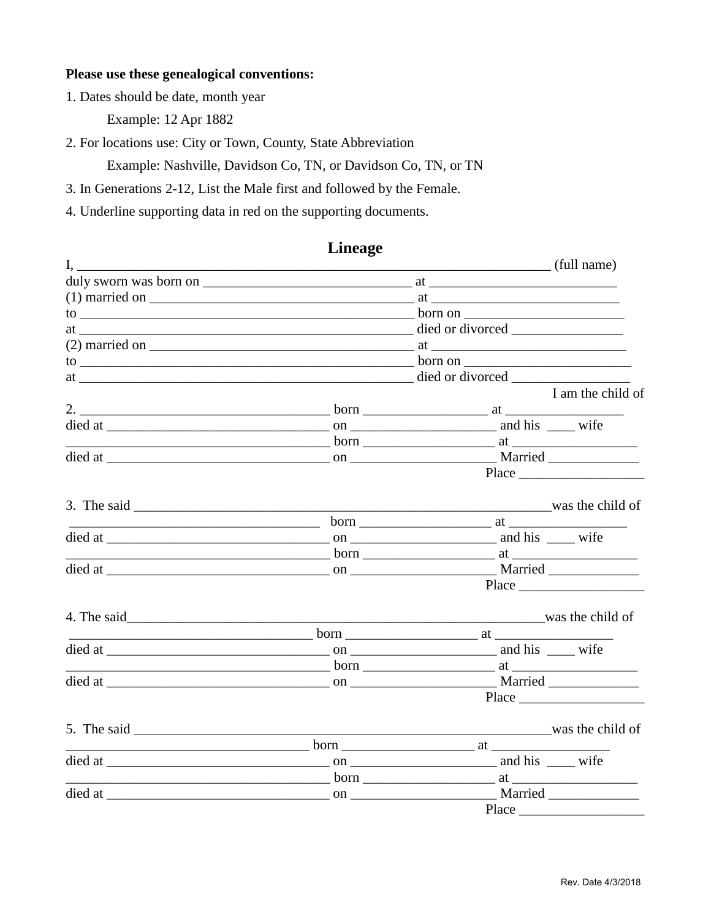**Please use these genealogical conventions:**

1. Dates should be date, month year

   Example: 12 Apr 1882

2. For locations use: City or Town, County, State Abbreviation

   Example: Nashville, Davidson Co, TN, or Davidson Co, TN, or TN

3. In Generations 2-12, List the Male first and followed by the Female.

4. Underline supporting data in red on the supporting documents.

## Lineage

I, ______________________________________________________________________ (full name)
duly sworn was born on ______________________________ at ___________________________
(1) married on ______________________________________ at ___________________________
to ________________________________________________ born on _______________________
at ________________________________________________ died or divorced ________________
(2) married on ______________________________________ at ___________________________
to ________________________________________________ born on _______________________
at ________________________________________________ died or divorced _________________

I am the child of

2. ____________________________________ born __________________ at ________________
died at ________________________________ on ____________________ and his ____ wife
____________________________________ born ___________________ at __________________
died at ________________________________ on ____________________ Married _____________
Place __________________

3. The said ____________________________________________________________was the child of
____________________________________ born ___________________ at _________________
died at ________________________________ on ____________________ and his ____ wife
____________________________________ born ___________________ at __________________
died at ________________________________ on ____________________ Married _____________
Place __________________

4. The said____________________________________________________________was the child of
___________________________________ born ___________________ at ________________
died at ________________________________ on ____________________ and his ____ wife
____________________________________ born ___________________ at __________________
died at ________________________________ on ____________________ Married _____________
Place __________________

5. The said ____________________________________________________________was the child of
___________________________________ born ___________________ at ________________
died at ________________________________ on ____________________ and his ____ wife
____________________________________ born ___________________ at __________________
died at ________________________________ on ____________________ Married _____________
Place __________________

Rev. Date 4/3/2018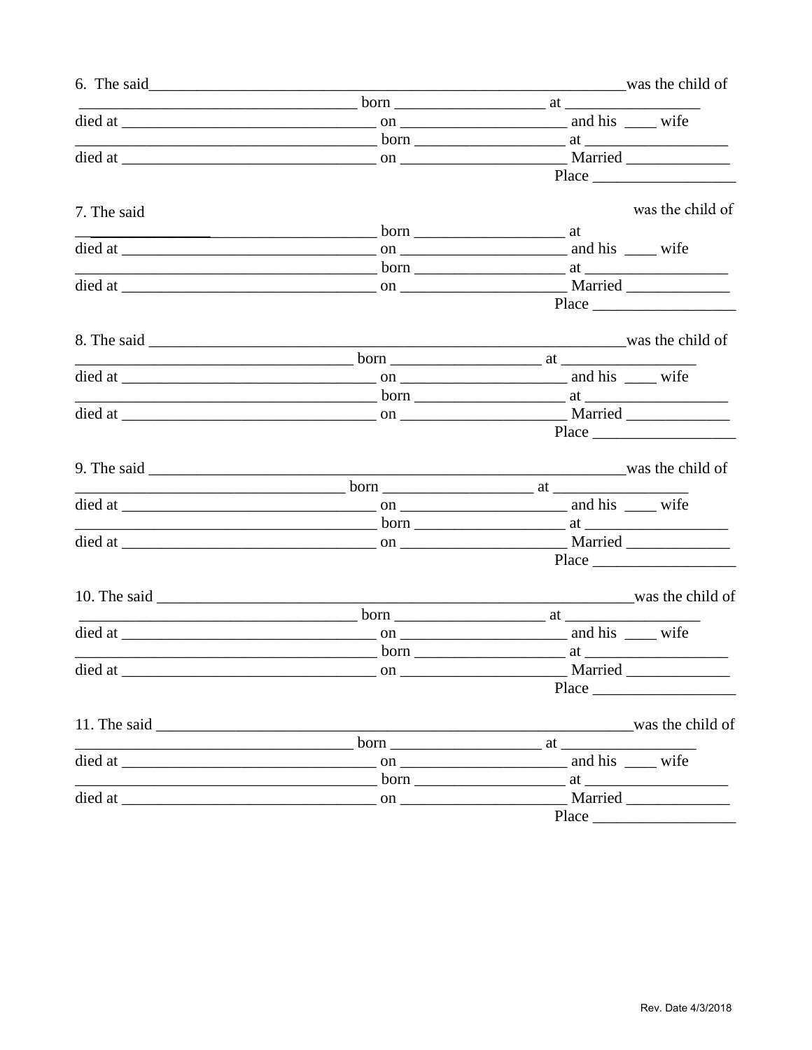6. The said______________________________________________________was the child of
________________________________ born _________________ at ________________
died at ______________________________ on ___________________ and his ____ wife
___________________________________ born _________________ at ________________
died at ______________________________ on ___________________ Married ___________
Place ________________

7. The said was the child of
___________________________________ born _________________ at
died at ______________________________ on ___________________ and his ____ wife
___________________________________ born _________________ at ________________
died at ______________________________ on ___________________ Married ___________
Place ________________

8. The said ______________________________________________________was the child of
________________________________ born _________________ at ________________
died at ______________________________ on ___________________ and his ____ wife
___________________________________ born _________________ at ________________
died at ______________________________ on ___________________ Married ___________
Place ________________

9. The said ______________________________________________________was the child of
________________________________ born _________________ at ________________
died at ______________________________ on ___________________ and his ____ wife
___________________________________ born _________________ at ________________
died at ______________________________ on ___________________ Married ___________
Place ________________

10. The said _____________________________________________________was the child of
________________________________ born _________________ at ________________
died at ______________________________ on ___________________ and his ____ wife
___________________________________ born _________________ at ________________
died at ______________________________ on ___________________ Married ___________
Place ________________

11. The said _____________________________________________________was the child of
________________________________ born _________________ at ________________
died at ______________________________ on ___________________ and his ____ wife
___________________________________ born _________________ at ________________
died at ______________________________ on ___________________ Married ___________
Place ________________

Rev. Date 4/3/2018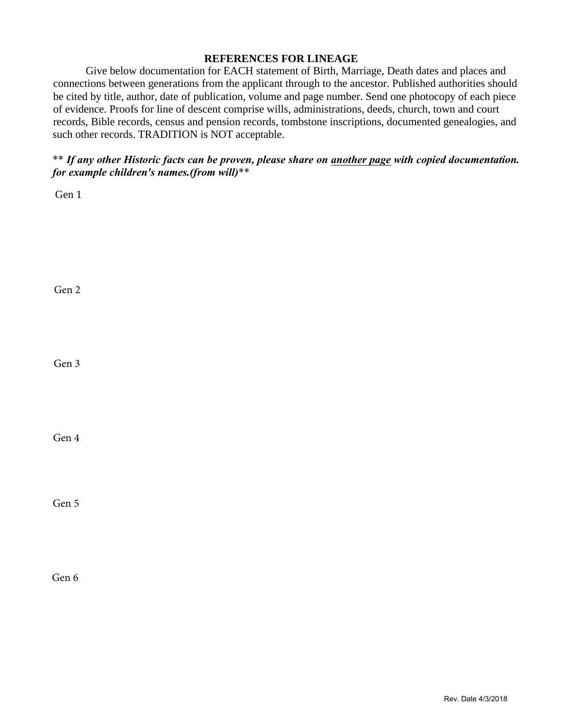## REFERENCES FOR LINEAGE

Give below documentation for EACH statement of Birth, Marriage, Death dates and places and connections between generations from the applicant through to the ancestor. Published authorities should be cited by title, author, date of publication, volume and page number. Send one photocopy of each piece of evidence. Proofs for line of descent comprise wills, administrations, deeds, church, town and court records, Bible records, census and pension records, tombstone inscriptions, documented genealogies, and such other records. TRADITION is NOT acceptable.

** ***If any other Historic facts can be proven, please share on <u>another page</u> with copied documentation. for example children's names.(from will)*****

Gen 1

Gen 2

Gen 3

Gen 4

Gen 5

Gen 6

Rev. Date 4/3/2018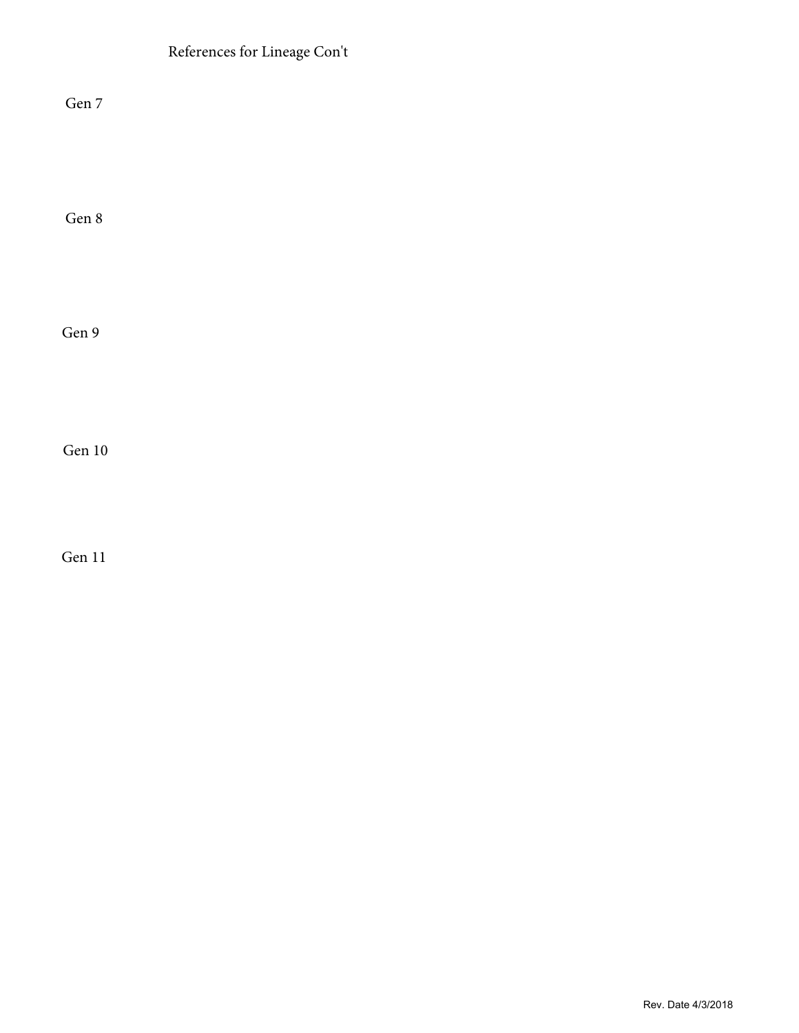# References for Lineage Con't

Gen 7

Gen 8

Gen 9

Gen 10

Gen 11

Rev. Date 4/3/2018